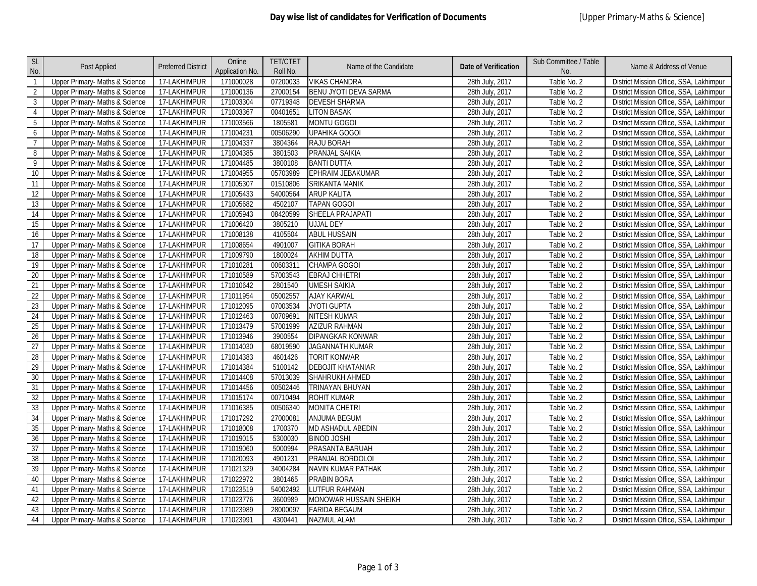# Day wise list of candidates for Verification of Documents

[Upper Primary-Maths & Science]

| Sl. No. | Post Applied | Preferred District | Online Application No. | TET/CTET Roll No. | Name of the Candidate | Date of Verification | Sub Committee / Table No. | Name & Address of Venue |
|---|---|---|---|---|---|---|---|---|
| 1 | Upper Primary- Maths & Science | 17-LAKHIMPUR | 171000028 | 07200033 | VIKAS CHANDRA | 28th July, 2017 | Table No. 2 | District Mission Office, SSA, Lakhimpur |
| 2 | Upper Primary- Maths & Science | 17-LAKHIMPUR | 171000136 | 27000154 | BENU JYOTI DEVA SARMA | 28th July, 2017 | Table No. 2 | District Mission Office, SSA, Lakhimpur |
| 3 | Upper Primary- Maths & Science | 17-LAKHIMPUR | 171003304 | 07719348 | DEVESH SHARMA | 28th July, 2017 | Table No. 2 | District Mission Office, SSA, Lakhimpur |
| 4 | Upper Primary- Maths & Science | 17-LAKHIMPUR | 171003367 | 00401651 | LITON BASAK | 28th July, 2017 | Table No. 2 | District Mission Office, SSA, Lakhimpur |
| 5 | Upper Primary- Maths & Science | 17-LAKHIMPUR | 171003566 | 1805581 | MONTU GOGOI | 28th July, 2017 | Table No. 2 | District Mission Office, SSA, Lakhimpur |
| 6 | Upper Primary- Maths & Science | 17-LAKHIMPUR | 171004231 | 00506290 | UPAHIKA GOGOI | 28th July, 2017 | Table No. 2 | District Mission Office, SSA, Lakhimpur |
| 7 | Upper Primary- Maths & Science | 17-LAKHIMPUR | 171004337 | 3804364 | RAJU BORAH | 28th July, 2017 | Table No. 2 | District Mission Office, SSA, Lakhimpur |
| 8 | Upper Primary- Maths & Science | 17-LAKHIMPUR | 171004385 | 3801503 | PRANJAL SAIKIA | 28th July, 2017 | Table No. 2 | District Mission Office, SSA, Lakhimpur |
| 9 | Upper Primary- Maths & Science | 17-LAKHIMPUR | 171004485 | 3800108 | BANTI DUTTA | 28th July, 2017 | Table No. 2 | District Mission Office, SSA, Lakhimpur |
| 10 | Upper Primary- Maths & Science | 17-LAKHIMPUR | 171004955 | 05703989 | EPHRAIM JEBAKUMAR | 28th July, 2017 | Table No. 2 | District Mission Office, SSA, Lakhimpur |
| 11 | Upper Primary- Maths & Science | 17-LAKHIMPUR | 171005307 | 01510806 | SRIKANTA MANIK | 28th July, 2017 | Table No. 2 | District Mission Office, SSA, Lakhimpur |
| 12 | Upper Primary- Maths & Science | 17-LAKHIMPUR | 171005433 | 54000564 | ARUP KALITA | 28th July, 2017 | Table No. 2 | District Mission Office, SSA, Lakhimpur |
| 13 | Upper Primary- Maths & Science | 17-LAKHIMPUR | 171005682 | 4502107 | TAPAN GOGOI | 28th July, 2017 | Table No. 2 | District Mission Office, SSA, Lakhimpur |
| 14 | Upper Primary- Maths & Science | 17-LAKHIMPUR | 171005943 | 08420599 | SHEELA PRAJAPATI | 28th July, 2017 | Table No. 2 | District Mission Office, SSA, Lakhimpur |
| 15 | Upper Primary- Maths & Science | 17-LAKHIMPUR | 171006420 | 3805210 | UJJAL DEY | 28th July, 2017 | Table No. 2 | District Mission Office, SSA, Lakhimpur |
| 16 | Upper Primary- Maths & Science | 17-LAKHIMPUR | 171008138 | 4105504 | ABUL HUSSAIN | 28th July, 2017 | Table No. 2 | District Mission Office, SSA, Lakhimpur |
| 17 | Upper Primary- Maths & Science | 17-LAKHIMPUR | 171008654 | 4901007 | GITIKA BORAH | 28th July, 2017 | Table No. 2 | District Mission Office, SSA, Lakhimpur |
| 18 | Upper Primary- Maths & Science | 17-LAKHIMPUR | 171009790 | 1800024 | AKHIM DUTTA | 28th July, 2017 | Table No. 2 | District Mission Office, SSA, Lakhimpur |
| 19 | Upper Primary- Maths & Science | 17-LAKHIMPUR | 171010281 | 00603311 | CHAMPA GOGOI | 28th July, 2017 | Table No. 2 | District Mission Office, SSA, Lakhimpur |
| 20 | Upper Primary- Maths & Science | 17-LAKHIMPUR | 171010589 | 57003543 | EBRAJ CHHETRI | 28th July, 2017 | Table No. 2 | District Mission Office, SSA, Lakhimpur |
| 21 | Upper Primary- Maths & Science | 17-LAKHIMPUR | 171010642 | 2801540 | UMESH SAIKIA | 28th July, 2017 | Table No. 2 | District Mission Office, SSA, Lakhimpur |
| 22 | Upper Primary- Maths & Science | 17-LAKHIMPUR | 171011954 | 05002557 | AJAY KARWAL | 28th July, 2017 | Table No. 2 | District Mission Office, SSA, Lakhimpur |
| 23 | Upper Primary- Maths & Science | 17-LAKHIMPUR | 171012095 | 07003534 | JYOTI GUPTA | 28th July, 2017 | Table No. 2 | District Mission Office, SSA, Lakhimpur |
| 24 | Upper Primary- Maths & Science | 17-LAKHIMPUR | 171012463 | 00709691 | NITESH KUMAR | 28th July, 2017 | Table No. 2 | District Mission Office, SSA, Lakhimpur |
| 25 | Upper Primary- Maths & Science | 17-LAKHIMPUR | 171013479 | 57001999 | AZIZUR RAHMAN | 28th July, 2017 | Table No. 2 | District Mission Office, SSA, Lakhimpur |
| 26 | Upper Primary- Maths & Science | 17-LAKHIMPUR | 171013946 | 3900554 | DIPANGKAR KONWAR | 28th July, 2017 | Table No. 2 | District Mission Office, SSA, Lakhimpur |
| 27 | Upper Primary- Maths & Science | 17-LAKHIMPUR | 171014030 | 68019590 | JAGANNATH KUMAR | 28th July, 2017 | Table No. 2 | District Mission Office, SSA, Lakhimpur |
| 28 | Upper Primary- Maths & Science | 17-LAKHIMPUR | 171014383 | 4601426 | TORIT KONWAR | 28th July, 2017 | Table No. 2 | District Mission Office, SSA, Lakhimpur |
| 29 | Upper Primary- Maths & Science | 17-LAKHIMPUR | 171014384 | 5100142 | DEBOJIT KHATANIAR | 28th July, 2017 | Table No. 2 | District Mission Office, SSA, Lakhimpur |
| 30 | Upper Primary- Maths & Science | 17-LAKHIMPUR | 171014408 | 57013039 | SHAHRUKH AHMED | 28th July, 2017 | Table No. 2 | District Mission Office, SSA, Lakhimpur |
| 31 | Upper Primary- Maths & Science | 17-LAKHIMPUR | 171014456 | 00502446 | TRINAYAN BHUYAN | 28th July, 2017 | Table No. 2 | District Mission Office, SSA, Lakhimpur |
| 32 | Upper Primary- Maths & Science | 17-LAKHIMPUR | 171015174 | 00710494 | ROHIT KUMAR | 28th July, 2017 | Table No. 2 | District Mission Office, SSA, Lakhimpur |
| 33 | Upper Primary- Maths & Science | 17-LAKHIMPUR | 171016385 | 00506340 | MONITA CHETRI | 28th July, 2017 | Table No. 2 | District Mission Office, SSA, Lakhimpur |
| 34 | Upper Primary- Maths & Science | 17-LAKHIMPUR | 171017292 | 27000081 | ANJUMA BEGUM | 28th July, 2017 | Table No. 2 | District Mission Office, SSA, Lakhimpur |
| 35 | Upper Primary- Maths & Science | 17-LAKHIMPUR | 171018008 | 1700370 | MD ASHADUL ABEDIN | 28th July, 2017 | Table No. 2 | District Mission Office, SSA, Lakhimpur |
| 36 | Upper Primary- Maths & Science | 17-LAKHIMPUR | 171019015 | 5300030 | BINOD JOSHI | 28th July, 2017 | Table No. 2 | District Mission Office, SSA, Lakhimpur |
| 37 | Upper Primary- Maths & Science | 17-LAKHIMPUR | 171019060 | 5000994 | PRASANTA BARUAH | 28th July, 2017 | Table No. 2 | District Mission Office, SSA, Lakhimpur |
| 38 | Upper Primary- Maths & Science | 17-LAKHIMPUR | 171020093 | 4901231 | PRANJAL BORDOLOI | 28th July, 2017 | Table No. 2 | District Mission Office, SSA, Lakhimpur |
| 39 | Upper Primary- Maths & Science | 17-LAKHIMPUR | 171021329 | 34004284 | NAVIN KUMAR PATHAK | 28th July, 2017 | Table No. 2 | District Mission Office, SSA, Lakhimpur |
| 40 | Upper Primary- Maths & Science | 17-LAKHIMPUR | 171022972 | 3801465 | PRABIN BORA | 28th July, 2017 | Table No. 2 | District Mission Office, SSA, Lakhimpur |
| 41 | Upper Primary- Maths & Science | 17-LAKHIMPUR | 171023519 | 54002492 | LUTFUR RAHMAN | 28th July, 2017 | Table No. 2 | District Mission Office, SSA, Lakhimpur |
| 42 | Upper Primary- Maths & Science | 17-LAKHIMPUR | 171023776 | 3600989 | MONOWAR HUSSAIN SHEIKH | 28th July, 2017 | Table No. 2 | District Mission Office, SSA, Lakhimpur |
| 43 | Upper Primary- Maths & Science | 17-LAKHIMPUR | 171023989 | 28000097 | FARIDA BEGAUM | 28th July, 2017 | Table No. 2 | District Mission Office, SSA, Lakhimpur |
| 44 | Upper Primary- Maths & Science | 17-LAKHIMPUR | 171023991 | 4300441 | NAZMUL ALAM | 28th July, 2017 | Table No. 2 | District Mission Office, SSA, Lakhimpur |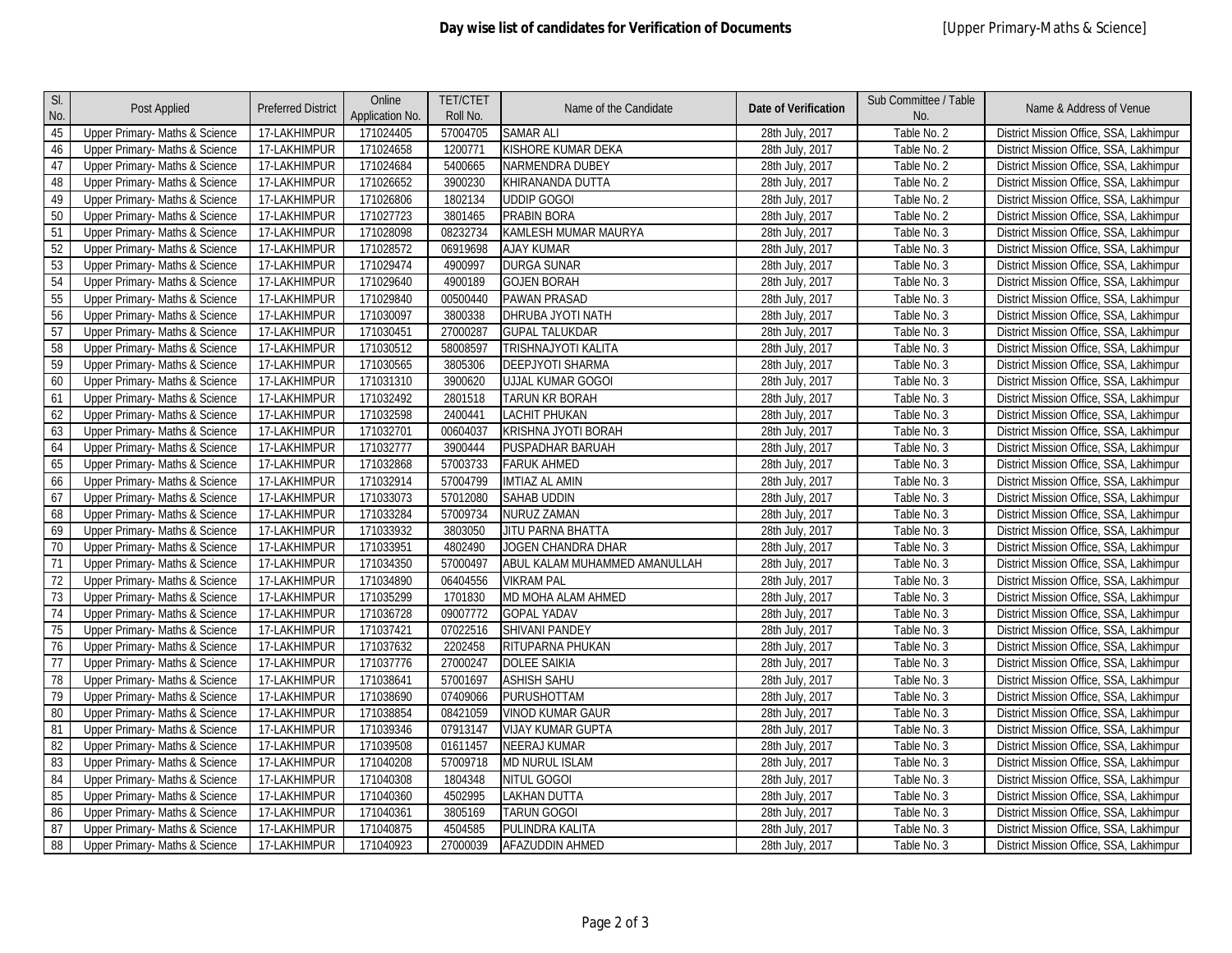# Day wise list of candidates for Verification of Documents

[Upper Primary-Maths & Science]

| Sl. No. | Post Applied | Preferred District | Online Application No. | TET/CTET Roll No. | Name of the Candidate | Date of Verification | Sub Committee / Table No. | Name & Address of Venue |
|---|---|---|---|---|---|---|---|---|
| 45 | Upper Primary- Maths & Science | 17-LAKHIMPUR | 171024405 | 57004705 | SAMAR ALI | 28th July, 2017 | Table No. 2 | District Mission Office, SSA, Lakhimpur |
| 46 | Upper Primary- Maths & Science | 17-LAKHIMPUR | 171024658 | 1200771 | KISHORE KUMAR DEKA | 28th July, 2017 | Table No. 2 | District Mission Office, SSA, Lakhimpur |
| 47 | Upper Primary- Maths & Science | 17-LAKHIMPUR | 171024684 | 5400665 | NARMENDRA DUBEY | 28th July, 2017 | Table No. 2 | District Mission Office, SSA, Lakhimpur |
| 48 | Upper Primary- Maths & Science | 17-LAKHIMPUR | 171026652 | 3900230 | KHIRANANDA DUTTA | 28th July, 2017 | Table No. 2 | District Mission Office, SSA, Lakhimpur |
| 49 | Upper Primary- Maths & Science | 17-LAKHIMPUR | 171026806 | 1802134 | UDDIP GOGOI | 28th July, 2017 | Table No. 2 | District Mission Office, SSA, Lakhimpur |
| 50 | Upper Primary- Maths & Science | 17-LAKHIMPUR | 171027723 | 3801465 | PRABIN BORA | 28th July, 2017 | Table No. 2 | District Mission Office, SSA, Lakhimpur |
| 51 | Upper Primary- Maths & Science | 17-LAKHIMPUR | 171028098 | 08232734 | KAMLESH MUMAR MAURYA | 28th July, 2017 | Table No. 3 | District Mission Office, SSA, Lakhimpur |
| 52 | Upper Primary- Maths & Science | 17-LAKHIMPUR | 171028572 | 06919698 | AJAY KUMAR | 28th July, 2017 | Table No. 3 | District Mission Office, SSA, Lakhimpur |
| 53 | Upper Primary- Maths & Science | 17-LAKHIMPUR | 171029474 | 4900997 | DURGA SUNAR | 28th July, 2017 | Table No. 3 | District Mission Office, SSA, Lakhimpur |
| 54 | Upper Primary- Maths & Science | 17-LAKHIMPUR | 171029640 | 4900189 | GOJEN BORAH | 28th July, 2017 | Table No. 3 | District Mission Office, SSA, Lakhimpur |
| 55 | Upper Primary- Maths & Science | 17-LAKHIMPUR | 171029840 | 00500440 | PAWAN PRASAD | 28th July, 2017 | Table No. 3 | District Mission Office, SSA, Lakhimpur |
| 56 | Upper Primary- Maths & Science | 17-LAKHIMPUR | 171030097 | 3800338 | DHRUBA JYOTI NATH | 28th July, 2017 | Table No. 3 | District Mission Office, SSA, Lakhimpur |
| 57 | Upper Primary- Maths & Science | 17-LAKHIMPUR | 171030451 | 27000287 | GUPAL TALUKDAR | 28th July, 2017 | Table No. 3 | District Mission Office, SSA, Lakhimpur |
| 58 | Upper Primary- Maths & Science | 17-LAKHIMPUR | 171030512 | 58008597 | TRISHNAJYOTI KALITA | 28th July, 2017 | Table No. 3 | District Mission Office, SSA, Lakhimpur |
| 59 | Upper Primary- Maths & Science | 17-LAKHIMPUR | 171030565 | 3805306 | DEEPJYOTI SHARMA | 28th July, 2017 | Table No. 3 | District Mission Office, SSA, Lakhimpur |
| 60 | Upper Primary- Maths & Science | 17-LAKHIMPUR | 171031310 | 3900620 | UJJAL KUMAR GOGOI | 28th July, 2017 | Table No. 3 | District Mission Office, SSA, Lakhimpur |
| 61 | Upper Primary- Maths & Science | 17-LAKHIMPUR | 171032492 | 2801518 | TARUN KR BORAH | 28th July, 2017 | Table No. 3 | District Mission Office, SSA, Lakhimpur |
| 62 | Upper Primary- Maths & Science | 17-LAKHIMPUR | 171032598 | 2400441 | LACHIT PHUKAN | 28th July, 2017 | Table No. 3 | District Mission Office, SSA, Lakhimpur |
| 63 | Upper Primary- Maths & Science | 17-LAKHIMPUR | 171032701 | 00604037 | KRISHNA JYOTI BORAH | 28th July, 2017 | Table No. 3 | District Mission Office, SSA, Lakhimpur |
| 64 | Upper Primary- Maths & Science | 17-LAKHIMPUR | 171032777 | 3900444 | PUSPADHAR BARUAH | 28th July, 2017 | Table No. 3 | District Mission Office, SSA, Lakhimpur |
| 65 | Upper Primary- Maths & Science | 17-LAKHIMPUR | 171032868 | 57003733 | FARUK AHMED | 28th July, 2017 | Table No. 3 | District Mission Office, SSA, Lakhimpur |
| 66 | Upper Primary- Maths & Science | 17-LAKHIMPUR | 171032914 | 57004799 | IMTIAZ AL AMIN | 28th July, 2017 | Table No. 3 | District Mission Office, SSA, Lakhimpur |
| 67 | Upper Primary- Maths & Science | 17-LAKHIMPUR | 171033073 | 57012080 | SAHAB UDDIN | 28th July, 2017 | Table No. 3 | District Mission Office, SSA, Lakhimpur |
| 68 | Upper Primary- Maths & Science | 17-LAKHIMPUR | 171033284 | 57009734 | NURUZ ZAMAN | 28th July, 2017 | Table No. 3 | District Mission Office, SSA, Lakhimpur |
| 69 | Upper Primary- Maths & Science | 17-LAKHIMPUR | 171033932 | 3803050 | JITU PARNA BHATTA | 28th July, 2017 | Table No. 3 | District Mission Office, SSA, Lakhimpur |
| 70 | Upper Primary- Maths & Science | 17-LAKHIMPUR | 171033951 | 4802490 | JOGEN CHANDRA DHAR | 28th July, 2017 | Table No. 3 | District Mission Office, SSA, Lakhimpur |
| 71 | Upper Primary- Maths & Science | 17-LAKHIMPUR | 171034350 | 57000497 | ABUL KALAM MUHAMMED AMANULLAH | 28th July, 2017 | Table No. 3 | District Mission Office, SSA, Lakhimpur |
| 72 | Upper Primary- Maths & Science | 17-LAKHIMPUR | 171034890 | 06404556 | VIKRAM PAL | 28th July, 2017 | Table No. 3 | District Mission Office, SSA, Lakhimpur |
| 73 | Upper Primary- Maths & Science | 17-LAKHIMPUR | 171035299 | 1701830 | MD MOHA ALAM AHMED | 28th July, 2017 | Table No. 3 | District Mission Office, SSA, Lakhimpur |
| 74 | Upper Primary- Maths & Science | 17-LAKHIMPUR | 171036728 | 09007772 | GOPAL YADAV | 28th July, 2017 | Table No. 3 | District Mission Office, SSA, Lakhimpur |
| 75 | Upper Primary- Maths & Science | 17-LAKHIMPUR | 171037421 | 07022516 | SHIVANI PANDEY | 28th July, 2017 | Table No. 3 | District Mission Office, SSA, Lakhimpur |
| 76 | Upper Primary- Maths & Science | 17-LAKHIMPUR | 171037632 | 2202458 | RITUPARNA PHUKAN | 28th July, 2017 | Table No. 3 | District Mission Office, SSA, Lakhimpur |
| 77 | Upper Primary- Maths & Science | 17-LAKHIMPUR | 171037776 | 27000247 | DOLEE SAIKIA | 28th July, 2017 | Table No. 3 | District Mission Office, SSA, Lakhimpur |
| 78 | Upper Primary- Maths & Science | 17-LAKHIMPUR | 171038641 | 57001697 | ASHISH SAHU | 28th July, 2017 | Table No. 3 | District Mission Office, SSA, Lakhimpur |
| 79 | Upper Primary- Maths & Science | 17-LAKHIMPUR | 171038690 | 07409066 | PURUSHOTTAM | 28th July, 2017 | Table No. 3 | District Mission Office, SSA, Lakhimpur |
| 80 | Upper Primary- Maths & Science | 17-LAKHIMPUR | 171038854 | 08421059 | VINOD KUMAR GAUR | 28th July, 2017 | Table No. 3 | District Mission Office, SSA, Lakhimpur |
| 81 | Upper Primary- Maths & Science | 17-LAKHIMPUR | 171039346 | 07913147 | VIJAY KUMAR GUPTA | 28th July, 2017 | Table No. 3 | District Mission Office, SSA, Lakhimpur |
| 82 | Upper Primary- Maths & Science | 17-LAKHIMPUR | 171039508 | 01611457 | NEERAJ KUMAR | 28th July, 2017 | Table No. 3 | District Mission Office, SSA, Lakhimpur |
| 83 | Upper Primary- Maths & Science | 17-LAKHIMPUR | 171040208 | 57009718 | MD NURUL ISLAM | 28th July, 2017 | Table No. 3 | District Mission Office, SSA, Lakhimpur |
| 84 | Upper Primary- Maths & Science | 17-LAKHIMPUR | 171040308 | 1804348 | NITUL GOGOI | 28th July, 2017 | Table No. 3 | District Mission Office, SSA, Lakhimpur |
| 85 | Upper Primary- Maths & Science | 17-LAKHIMPUR | 171040360 | 4502995 | LAKHAN DUTTA | 28th July, 2017 | Table No. 3 | District Mission Office, SSA, Lakhimpur |
| 86 | Upper Primary- Maths & Science | 17-LAKHIMPUR | 171040361 | 3805169 | TARUN GOGOI | 28th July, 2017 | Table No. 3 | District Mission Office, SSA, Lakhimpur |
| 87 | Upper Primary- Maths & Science | 17-LAKHIMPUR | 171040875 | 4504585 | PULINDRA KALITA | 28th July, 2017 | Table No. 3 | District Mission Office, SSA, Lakhimpur |
| 88 | Upper Primary- Maths & Science | 17-LAKHIMPUR | 171040923 | 27000039 | AFAZUDDIN AHMED | 28th July, 2017 | Table No. 3 | District Mission Office, SSA, Lakhimpur |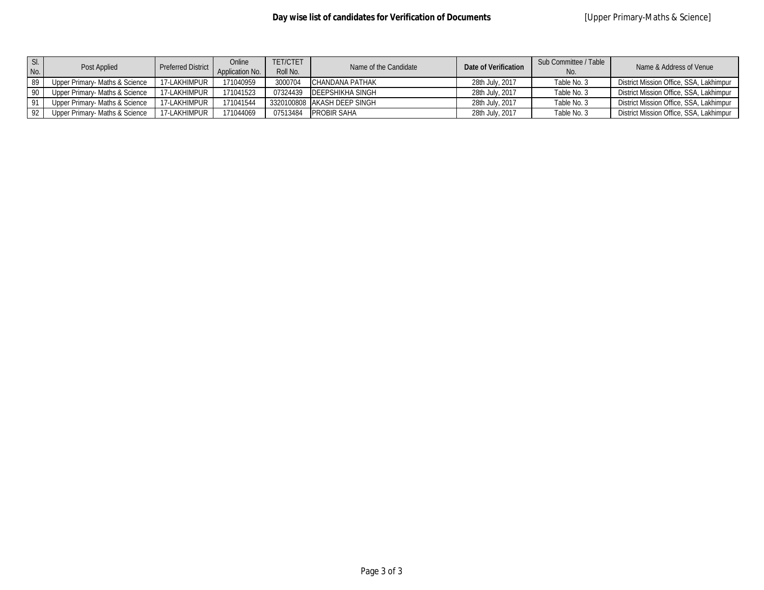**Day wise list of candidates for Verification of Documents** [Upper Primary-Maths & Science]

| Sl. No. | Post Applied | Preferred District | Online Application No. | TET/CTET Roll No. | Name of the Candidate | Date of Verification | Sub Committee / Table No. | Name & Address of Venue |
|---|---|---|---|---|---|---|---|---|
| 89 | Upper Primary- Maths & Science | 17-LAKHIMPUR | 171040959 | 3000704 | CHANDANA PATHAK | 28th July, 2017 | Table No. 3 | District Mission Office, SSA, Lakhimpur |
| 90 | Upper Primary- Maths & Science | 17-LAKHIMPUR | 171041523 | 07324439 | DEEPSHIKHA SINGH | 28th July, 2017 | Table No. 3 | District Mission Office, SSA, Lakhimpur |
| 91 | Upper Primary- Maths & Science | 17-LAKHIMPUR | 171041544 | 3320100808 | AKASH DEEP SINGH | 28th July, 2017 | Table No. 3 | District Mission Office, SSA, Lakhimpur |
| 92 | Upper Primary- Maths & Science | 17-LAKHIMPUR | 171044069 | 07513484 | PROBIR SAHA | 28th July, 2017 | Table No. 3 | District Mission Office, SSA, Lakhimpur |